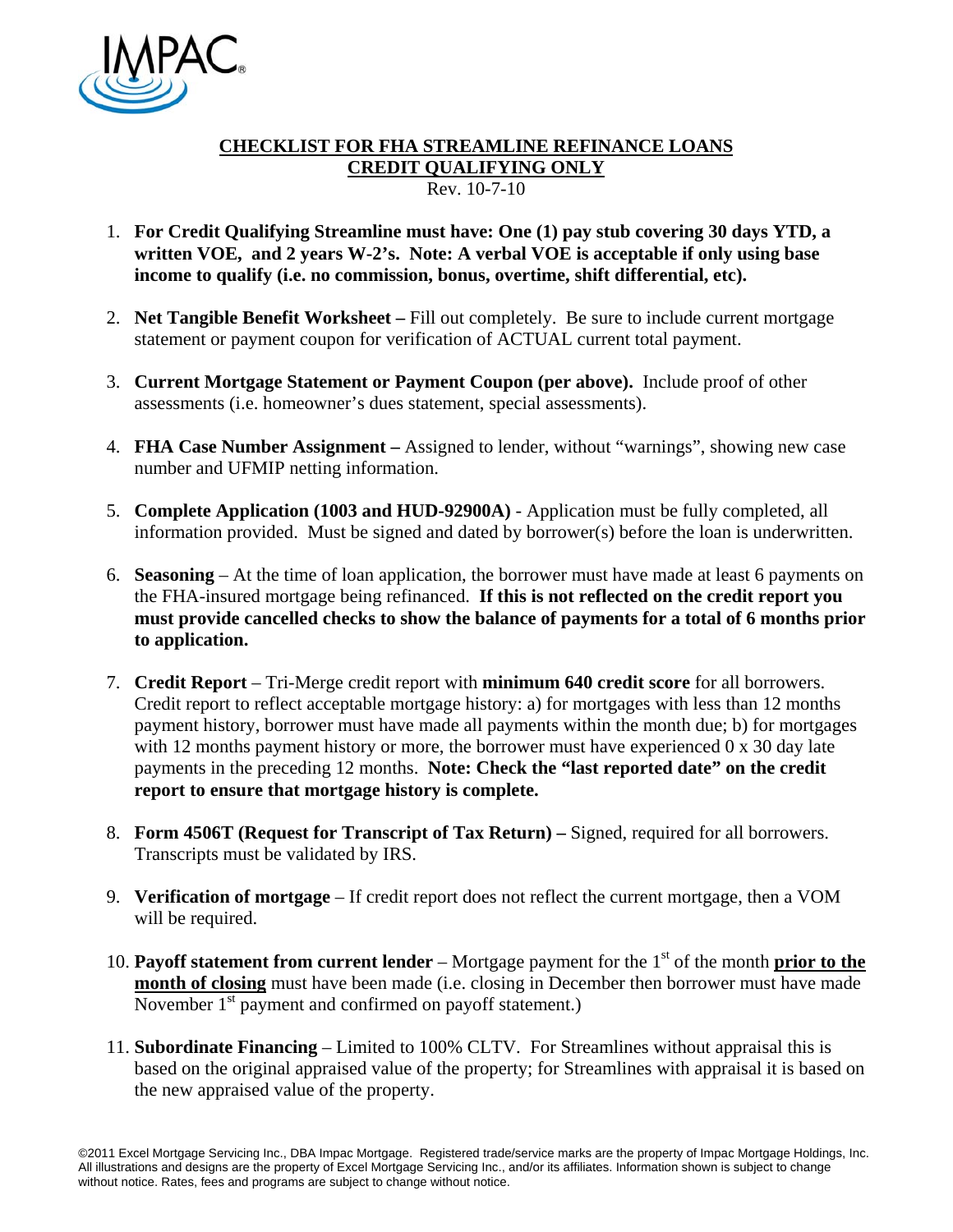# CHECKLIST FOR FHA STREAMLINE REFINANCE LOANS
## CREDIT QUALIFYING ONLY

Rev. 10-7-10

1. **For Credit Qualifying Streamline must have: One (1) pay stub covering 30 days YTD, a written VOE, and 2 years W-2's. Note: A verbal VOE is acceptable if only using base income to qualify (i.e. no commission, bonus, overtime, shift differential, etc).**

2. **Net Tangible Benefit Worksheet –** Fill out completely. Be sure to include current mortgage statement or payment coupon for verification of ACTUAL current total payment.

3. **Current Mortgage Statement or Payment Coupon (per above).** Include proof of other assessments (i.e. homeowner's dues statement, special assessments).

4. **FHA Case Number Assignment –** Assigned to lender, without "warnings", showing new case number and UFMIP netting information.

5. **Complete Application (1003 and HUD-92900A)** - Application must be fully completed, all information provided. Must be signed and dated by borrower(s) before the loan is underwritten.

6. **Seasoning** – At the time of loan application, the borrower must have made at least 6 payments on the FHA-insured mortgage being refinanced. **If this is not reflected on the credit report you must provide cancelled checks to show the balance of payments for a total of 6 months prior to application.**

7. **Credit Report** – Tri-Merge credit report with **minimum 640 credit score** for all borrowers. Credit report to reflect acceptable mortgage history: a) for mortgages with less than 12 months payment history, borrower must have made all payments within the month due; b) for mortgages with 12 months payment history or more, the borrower must have experienced 0 x 30 day late payments in the preceding 12 months. **Note: Check the "last reported date" on the credit report to ensure that mortgage history is complete.**

8. **Form 4506T (Request for Transcript of Tax Return) –** Signed, required for all borrowers. Transcripts must be validated by IRS.

9. **Verification of mortgage** – If credit report does not reflect the current mortgage, then a VOM will be required.

10. **Payoff statement from current lender** – Mortgage payment for the 1st of the month **prior to the month of closing** must have been made (i.e. closing in December then borrower must have made November 1st payment and confirmed on payoff statement.)

11. **Subordinate Financing** – Limited to 100% CLTV. For Streamlines without appraisal this is based on the original appraised value of the property; for Streamlines with appraisal it is based on the new appraised value of the property.

©2011 Excel Mortgage Servicing Inc., DBA Impac Mortgage. Registered trade/service marks are the property of Impac Mortgage Holdings, Inc. All illustrations and designs are the property of Excel Mortgage Servicing Inc., and/or its affiliates. Information shown is subject to change without notice. Rates, fees and programs are subject to change without notice.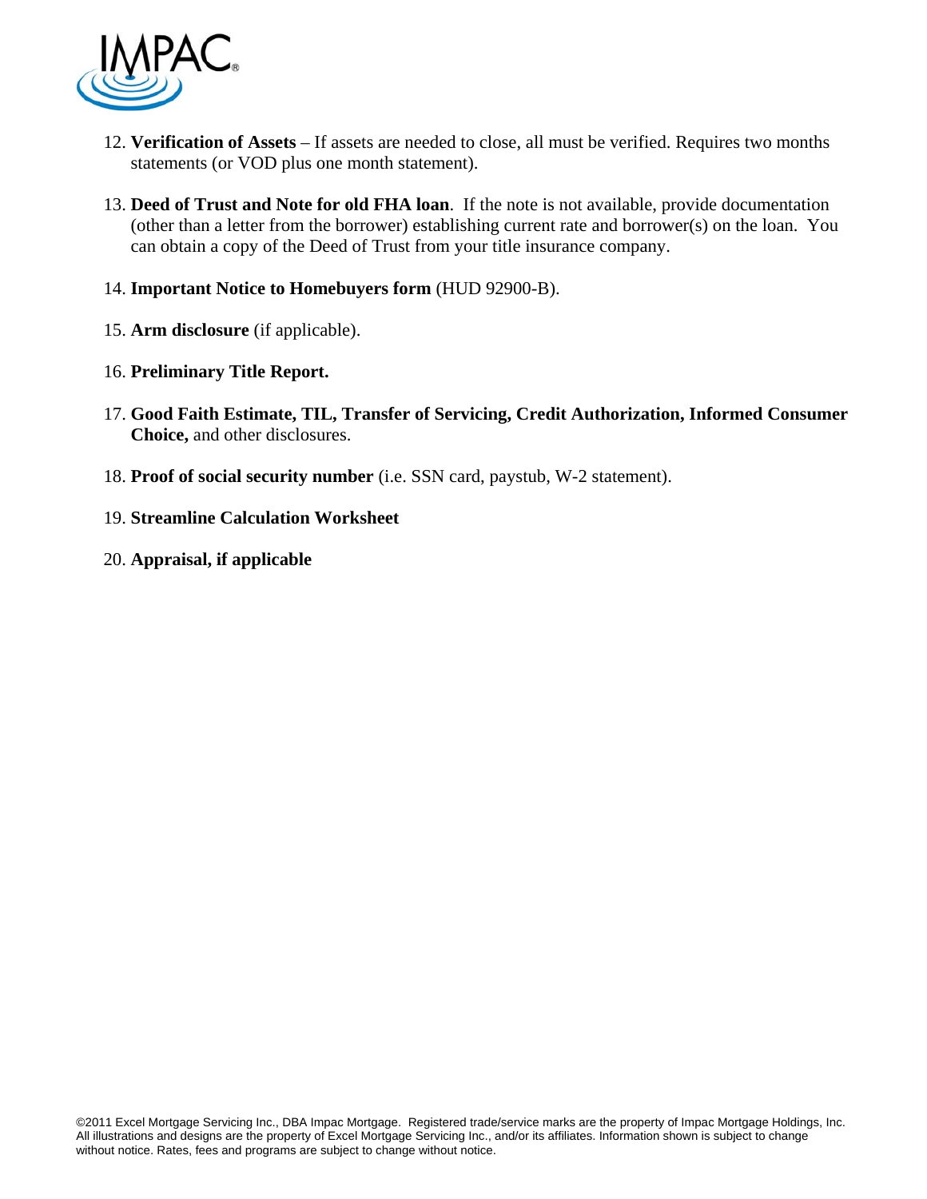12. **Verification of Assets** – If assets are needed to close, all must be verified. Requires two months statements (or VOD plus one month statement).

13. **Deed of Trust and Note for old FHA loan**. If the note is not available, provide documentation (other than a letter from the borrower) establishing current rate and borrower(s) on the loan. You can obtain a copy of the Deed of Trust from your title insurance company.

14. **Important Notice to Homebuyers form** (HUD 92900-B).

15. **Arm disclosure** (if applicable).

16. **Preliminary Title Report.**

17. **Good Faith Estimate, TIL, Transfer of Servicing, Credit Authorization, Informed Consumer Choice,** and other disclosures.

18. **Proof of social security number** (i.e. SSN card, paystub, W-2 statement).

19. **Streamline Calculation Worksheet**

20. **Appraisal, if applicable**

©2011 Excel Mortgage Servicing Inc., DBA Impac Mortgage. Registered trade/service marks are the property of Impac Mortgage Holdings, Inc. All illustrations and designs are the property of Excel Mortgage Servicing Inc., and/or its affiliates. Information shown is subject to change without notice. Rates, fees and programs are subject to change without notice.